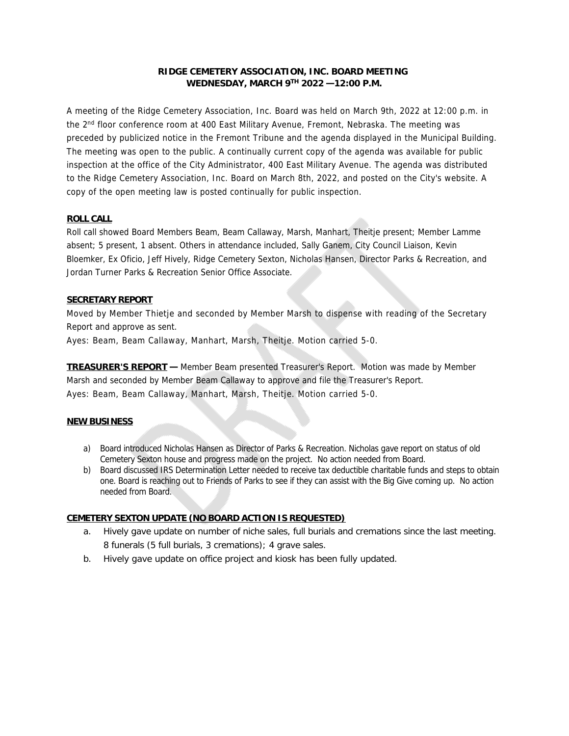**RIDGE CEMETERY ASSOCIATION, INC. BOARD MEETING**
**WEDNESDAY, MARCH 9TH 2022 —12:00 P.M.**

A meeting of the Ridge Cemetery Association, Inc. Board was held on March 9th, 2022 at 12:00 p.m. in the 2nd floor conference room at 400 East Military Avenue, Fremont, Nebraska. The meeting was preceded by publicized notice in the Fremont Tribune and the agenda displayed in the Municipal Building. The meeting was open to the public. A continually current copy of the agenda was available for public inspection at the office of the City Administrator, 400 East Military Avenue. The agenda was distributed to the Ridge Cemetery Association, Inc. Board on March 8th, 2022, and posted on the City's website. A copy of the open meeting law is posted continually for public inspection.

**ROLL CALL**

Roll call showed Board Members Beam, Beam Callaway, Marsh, Manhart, Theitje present; Member Lamme absent; 5 present, 1 absent. Others in attendance included, Sally Ganem, City Council Liaison, Kevin Bloemker, Ex Oficio, Jeff Hively, Ridge Cemetery Sexton, Nicholas Hansen, Director Parks & Recreation, and Jordan Turner Parks & Recreation Senior Office Associate.

**SECRETARY REPORT**

Moved by Member Thietje and seconded by Member Marsh to dispense with reading of the Secretary Report and approve as sent.

Ayes: Beam, Beam Callaway, Manhart, Marsh, Theitje. Motion carried 5-0.

**TREASURER'S REPORT —** Member Beam presented Treasurer's Report. Motion was made by Member Marsh and seconded by Member Beam Callaway to approve and file the Treasurer's Report.

Ayes: Beam, Beam Callaway, Manhart, Marsh, Theitje. Motion carried 5-0.

**NEW BUSINESS**

a) Board introduced Nicholas Hansen as Director of Parks & Recreation. Nicholas gave report on status of old Cemetery Sexton house and progress made on the project. No action needed from Board.
b) Board discussed IRS Determination Letter needed to receive tax deductible charitable funds and steps to obtain one. Board is reaching out to Friends of Parks to see if they can assist with the Big Give coming up. No action needed from Board.

**CEMETERY SEXTON UPDATE (NO BOARD ACTION IS REQUESTED)**

a. Hively gave update on number of niche sales, full burials and cremations since the last meeting. 8 funerals (5 full burials, 3 cremations); 4 grave sales.
b. Hively gave update on office project and kiosk has been fully updated.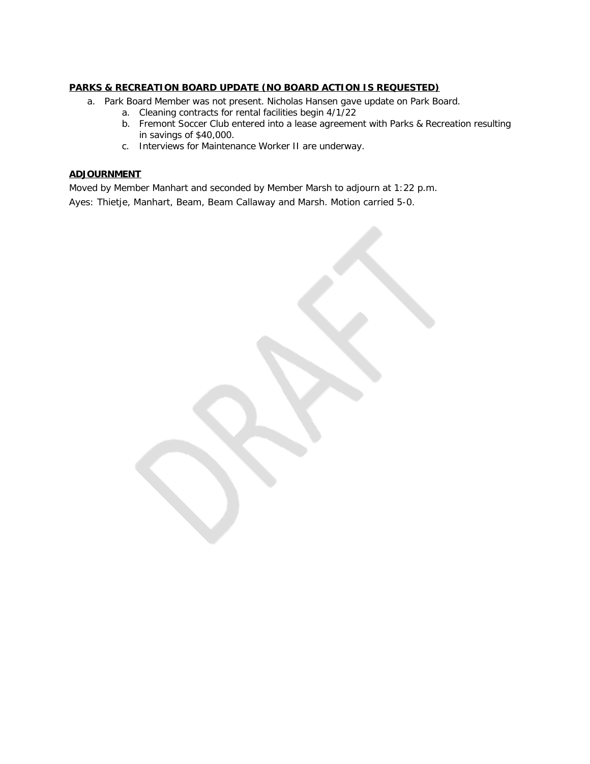**PARKS & RECREATION BOARD UPDATE (NO BOARD ACTION IS REQUESTED)**

a. Park Board Member was not present. Nicholas Hansen gave update on Park Board.
   a. Cleaning contracts for rental facilities begin 4/1/22
   b. Fremont Soccer Club entered into a lease agreement with Parks & Recreation resulting in savings of $40,000.
   c. Interviews for Maintenance Worker II are underway.

**ADJOURNMENT**

Moved by Member Manhart and seconded by Member Marsh to adjourn at 1:22 p.m.

Ayes: Thietje, Manhart, Beam, Beam Callaway and Marsh. Motion carried 5-0.

DRAFT